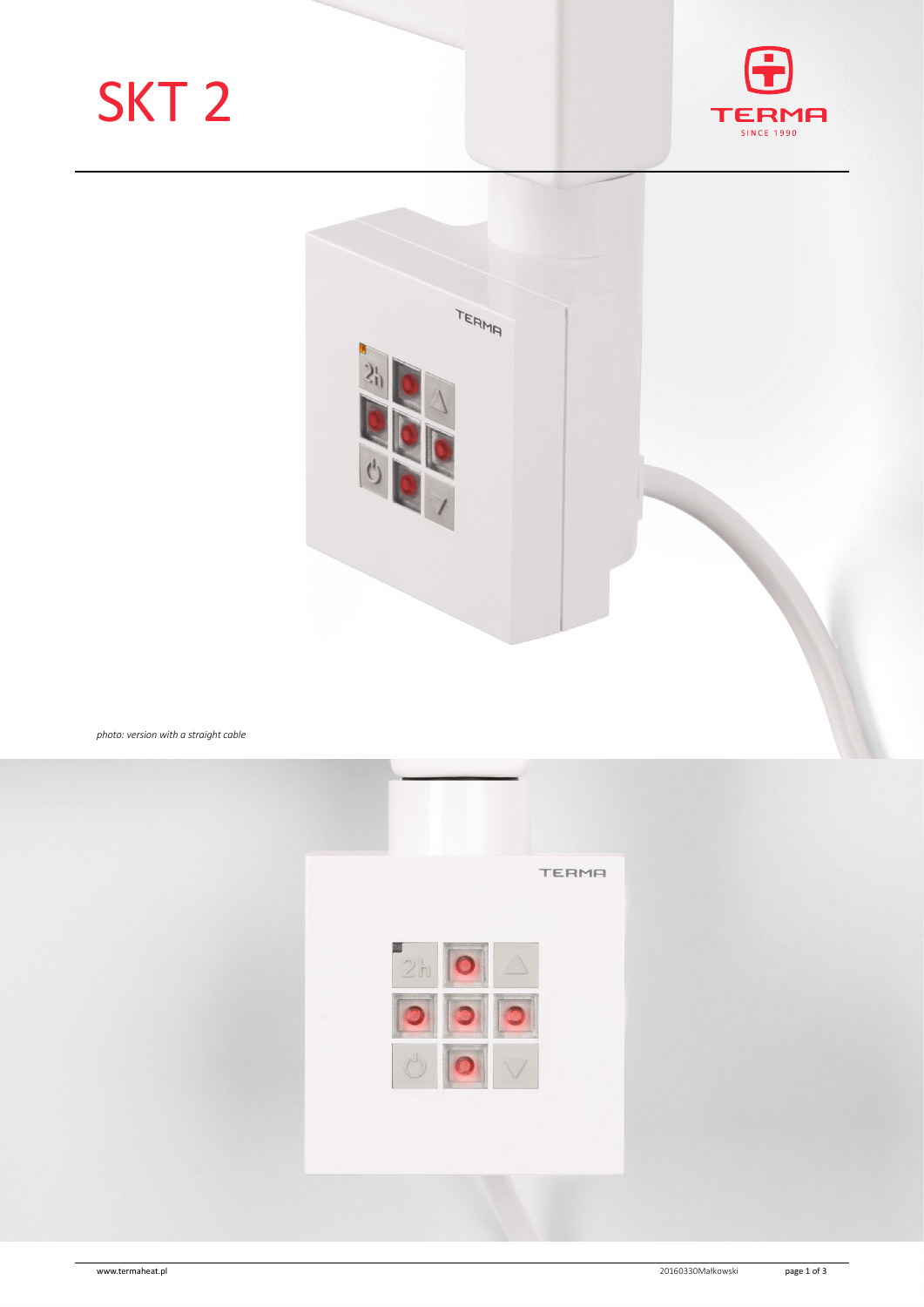# SKT 2

*photo: version with a straight cable*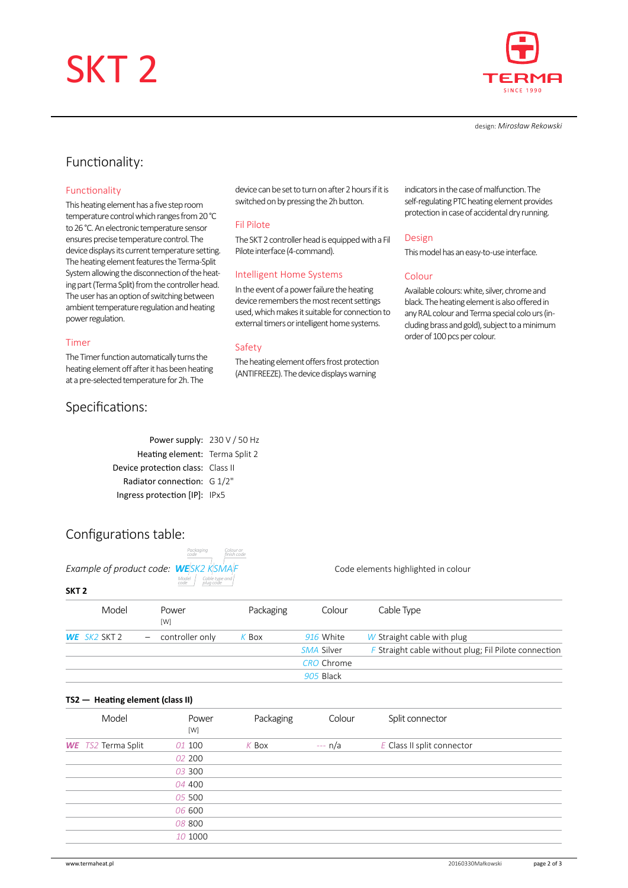# SKT 2

design: *Mirosław Rekowski*

## Functionality:

### Functionality

This heating element has a five step room temperature control which ranges from 20 °C to 26 °C. An electronic temperature sensor ensures precise temperature control. The device displays its current temperature setting. The heating element features the Terma-Split System allowing the disconnection of the heating part (Terma Split) from the controller head. The user has an option of switching between ambient temperature regulation and heating power regulation.

### Timer

The Timer function automatically turns the heating element off after it has been heating at a pre-selected temperature for 2h. The device can be set to turn on after 2 hours if it is switched on by pressing the 2h button.

### Fil Pilote

The SKT 2 controller head is equipped with a Fil Pilote interface (4-command).

### Intelligent Home Systems

In the event of a power failure the heating device remembers the most recent settings used, which makes it suitable for connection to external timers or intelligent home systems.

### Safety

The heating element offers frost protection (ANTIFREEZE). The device displays warning indicators in the case of malfunction. The self-regulating PTC heating element provides protection in case of accidental dry running.

### Design

This model has an easy-to-use interface.

### Colour

Available colours: white, silver, chrome and black. The heating element is also offered in any RAL colour and Terma special colo urs (including brass and gold), subject to a minimum order of 100 pcs per colour.

## Specifications:

| | |
|---|---|
| Power supply: | 230 V / 50 Hz |
| Heating element: | Terma Split 2 |
| Device protection class: | Class II |
| Radiator connection: | G 1/2" |
| Ingress protection [IP]: | IPx5 |

## Configurations table:

*Example of product code:* ***WE** SK2 K SMA F* (Packaging code, Colour or finish code, Model code, Cable type and plug code)

Code elements highlighted in colour

**SKT 2**

| Model | Power [W] | Packaging | Colour | Cable Type |
|---|---|---|---|---|
| ***WE*** *SK2* SKT 2 | – controller only | *K* Box | *916* White | *W* Straight cable with plug |
| | | | *SMA* Silver | *F* Straight cable without plug; Fil Pilote connection |
| | | | *CRO* Chrome | |
| | | | *905* Black | |

**TS2 — Heating element (class II)**

| Model | Power [W] | Packaging | Colour | Split connector |
|---|---|---|---|---|
| ***WE*** *TS2* Terma Split | *01* 100 | *K* Box | *---* n/a | *E* Class II split connector |
| | *02* 200 | | | |
| | *03* 300 | | | |
| | *04* 400 | | | |
| | *05* 500 | | | |
| | *06* 600 | | | |
| | *08* 800 | | | |
| | *10* 1000 | | | |

www.termaheat.pl

20160330Małkowski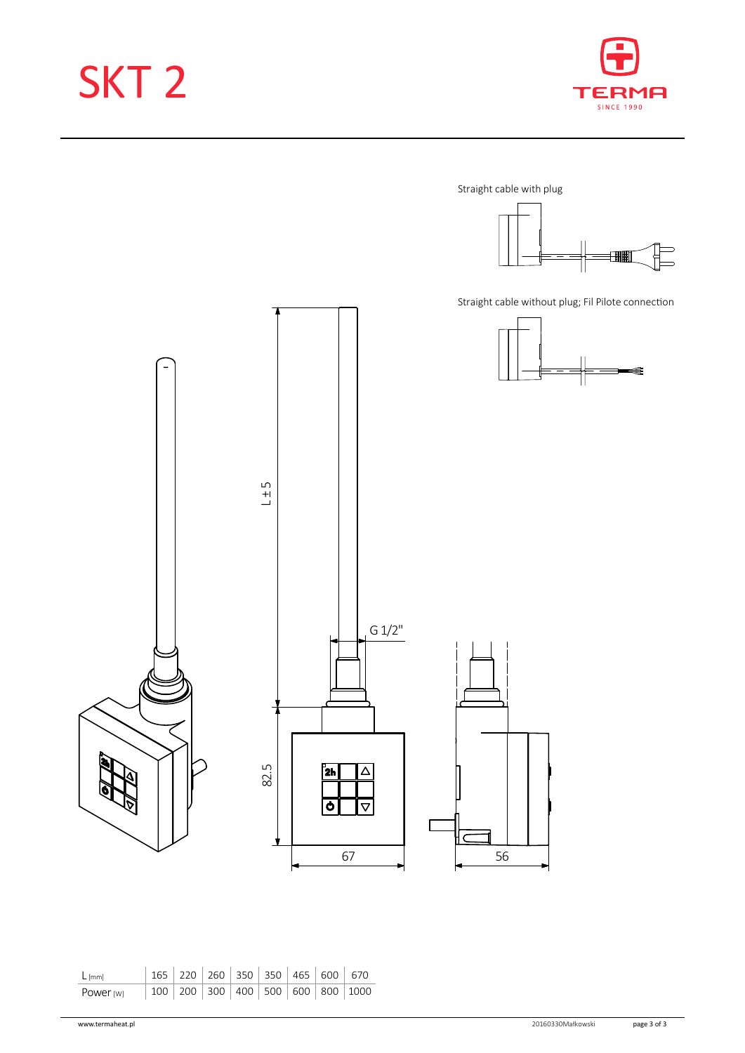# SKT 2

Straight cable with plug

Straight cable without plug; Fil Pilote connection

L ±5

G 1/2"

82.5

67

56

| | | | | | | | | |
|---|---|---|---|---|---|---|---|---|
| L [mm] | 165 | 220 | 260 | 350 | 350 | 465 | 600 | 670 |
| Power [W] | 100 | 200 | 300 | 400 | 500 | 600 | 800 | 1000 |

www.termaheat.pl

20160330Małkowski